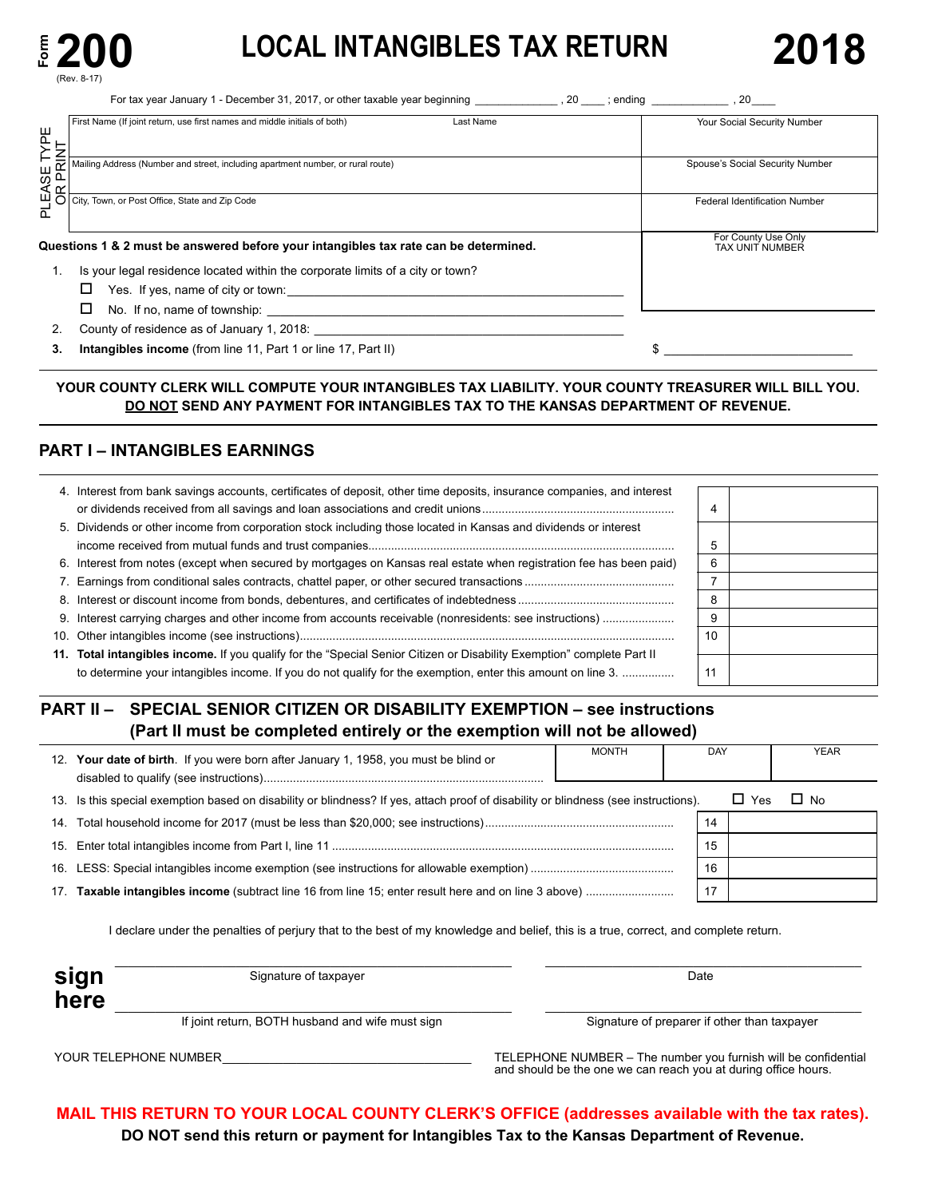Form **200** (Rev. 8-17)

# LOCAL INTANGIBLES TAX RETURN

# 2018

For tax year January 1 - December 31, 2017, or other taxable year beginning _____________ , 20 ____ ; ending ____________ , 20____

PLEASE TYPE OR PRINT

| First Name (If joint return, use first names and middle initials of both) / Last Name | Your Social Security Number |
|---|---|
| Mailing Address (Number and street, including apartment number, or rural route) | Spouse's Social Security Number |
| City, Town, or Post Office, State and Zip Code | Federal Identification Number |

**Questions 1 & 2 must be answered before your intangibles tax rate can be determined.**

For County Use Only
TAX UNIT NUMBER

1. Is your legal residence located within the corporate limits of a city or town?
   - ☐ Yes. If yes, name of city or town: ________________________________
   - ☐ No. If no, name of township: ________________________________
2. County of residence as of January 1, 2018: ________________________________
3. **Intangibles income** (from line 11, Part 1 or line 17, Part II) $ ____________________

**YOUR COUNTY CLERK WILL COMPUTE YOUR INTANGIBLES TAX LIABILITY. YOUR COUNTY TREASURER WILL BILL YOU. DO NOT SEND ANY PAYMENT FOR INTANGIBLES TAX TO THE KANSAS DEPARTMENT OF REVENUE.**

## PART I – INTANGIBLES EARNINGS

| | Line | Amount |
|---|---|---|
| 4. Interest from bank savings accounts, certificates of deposit, other time deposits, insurance companies, and interest or dividends received from all savings and loan associations and credit unions | 4 | |
| 5. Dividends or other income from corporation stock including those located in Kansas and dividends or interest income received from mutual funds and trust companies | 5 | |
| 6. Interest from notes (except when secured by mortgages on Kansas real estate when registration fee has been paid) | 6 | |
| 7. Earnings from conditional sales contracts, chattel paper, or other secured transactions | 7 | |
| 8. Interest or discount income from bonds, debentures, and certificates of indebtedness | 8 | |
| 9. Interest carrying charges and other income from accounts receivable (nonresidents: see instructions) | 9 | |
| 10. Other intangibles income (see instructions) | 10 | |
| 11. **Total intangibles income.** If you qualify for the "Special Senior Citizen or Disability Exemption" complete Part II to determine your intangibles income. If you do not qualify for the exemption, enter this amount on line 3. | 11 | |

## PART II – SPECIAL SENIOR CITIZEN OR DISABILITY EXEMPTION – see instructions (Part II must be completed entirely or the exemption will not be allowed)

| | MONTH | DAY | YEAR |
|---|---|---|---|
| 12. **Your date of birth**. If you were born after January 1, 1958, you must be blind or disabled to qualify (see instructions) | | | |

13. Is this special exemption based on disability or blindness? If yes, attach proof of disability or blindness (see instructions). ☐ Yes ☐ No

| | Line | Amount |
|---|---|---|
| 14. Total household income for 2017 (must be less than $20,000; see instructions) | 14 | |
| 15. Enter total intangibles income from Part I, line 11 | 15 | |
| 16. LESS: Special intangibles income exemption (see instructions for allowable exemption) | 16 | |
| 17. **Taxable intangibles income** (subtract line 16 from line 15; enter result here and on line 3 above) | 17 | |

I declare under the penalties of perjury that to the best of my knowledge and belief, this is a true, correct, and complete return.

**sign here**

________________________ Signature of taxpayer ________________________ Date

________________________ If joint return, BOTH husband and wife must sign ________________________ Signature of preparer if other than taxpayer

YOUR TELEPHONE NUMBER________________________

TELEPHONE NUMBER – The number you furnish will be confidential and should be the one we can reach you at during office hours.

**MAIL THIS RETURN TO YOUR LOCAL COUNTY CLERK'S OFFICE (addresses available with the tax rates).**

**DO NOT send this return or payment for Intangibles Tax to the Kansas Department of Revenue.**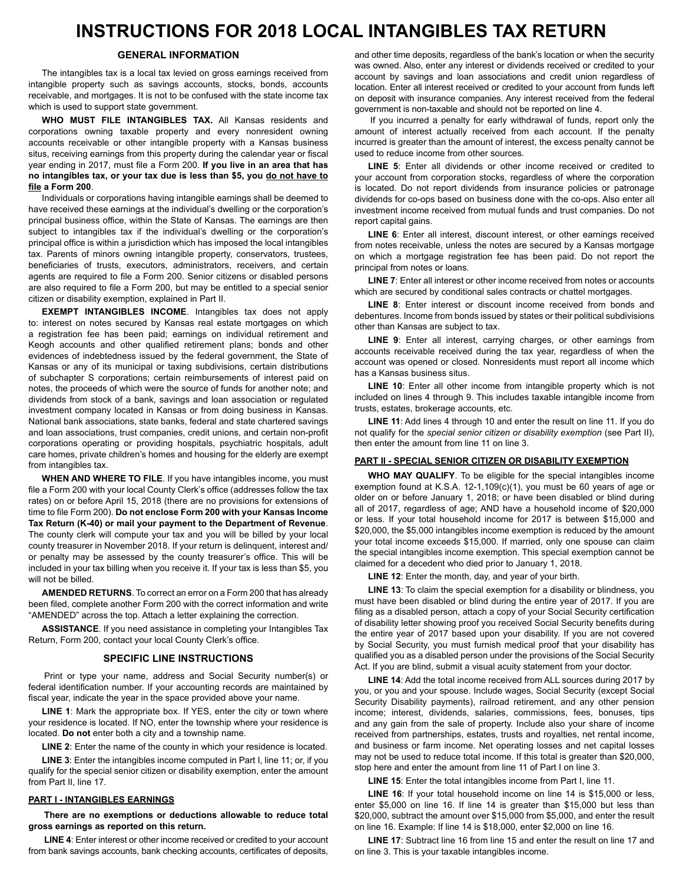# INSTRUCTIONS FOR 2018 LOCAL INTANGIBLES TAX RETURN

## GENERAL INFORMATION

The intangibles tax is a local tax levied on gross earnings received from intangible property such as savings accounts, stocks, bonds, accounts receivable, and mortgages. It is not to be confused with the state income tax which is used to support state government.

**WHO MUST FILE INTANGIBLES TAX.** All Kansas residents and corporations owning taxable property and every nonresident owning accounts receivable or other intangible property with a Kansas business situs, receiving earnings from this property during the calendar year or fiscal year ending in 2017, must file a Form 200. **If you live in an area that has no intangibles tax, or your tax due is less than $5, you do not have to file a Form 200**.

Individuals or corporations having intangible earnings shall be deemed to have received these earnings at the individual's dwelling or the corporation's principal business office, within the State of Kansas. The earnings are then subject to intangibles tax if the individual's dwelling or the corporation's principal office is within a jurisdiction which has imposed the local intangibles tax. Parents of minors owning intangible property, conservators, trustees, beneficiaries of trusts, executors, administrators, receivers, and certain agents are required to file a Form 200. Senior citizens or disabled persons are also required to file a Form 200, but may be entitled to a special senior citizen or disability exemption, explained in Part II.

**EXEMPT INTANGIBLES INCOME**. Intangibles tax does not apply to: interest on notes secured by Kansas real estate mortgages on which a registration fee has been paid; earnings on individual retirement and Keogh accounts and other qualified retirement plans; bonds and other evidences of indebtedness issued by the federal government, the State of Kansas or any of its municipal or taxing subdivisions, certain distributions of subchapter S corporations; certain reimbursements of interest paid on notes, the proceeds of which were the source of funds for another note; and dividends from stock of a bank, savings and loan association or regulated investment company located in Kansas or from doing business in Kansas. National bank associations, state banks, federal and state chartered savings and loan associations, trust companies, credit unions, and certain non-profit corporations operating or providing hospitals, psychiatric hospitals, adult care homes, private children's homes and housing for the elderly are exempt from intangibles tax.

**WHEN AND WHERE TO FILE**. If you have intangibles income, you must file a Form 200 with your local County Clerk's office (addresses follow the tax rates) on or before April 15, 2018 (there are no provisions for extensions of time to file Form 200). **Do not enclose Form 200 with your Kansas Income Tax Return (K-40) or mail your payment to the Department of Revenue**. The county clerk will compute your tax and you will be billed by your local county treasurer in November 2018. If your return is delinquent, interest and/or penalty may be assessed by the county treasurer's office. This will be included in your tax billing when you receive it. If your tax is less than $5, you will not be billed.

**AMENDED RETURNS**. To correct an error on a Form 200 that has already been filed, complete another Form 200 with the correct information and write "AMENDED" across the top. Attach a letter explaining the correction.

**ASSISTANCE**. If you need assistance in completing your Intangibles Tax Return, Form 200, contact your local County Clerk's office.

## SPECIFIC LINE INSTRUCTIONS

Print or type your name, address and Social Security number(s) or federal identification number. If your accounting records are maintained by fiscal year, indicate the year in the space provided above your name.

**LINE 1**: Mark the appropriate box. If YES, enter the city or town where your residence is located. If NO, enter the township where your residence is located. **Do not** enter both a city and a township name.

**LINE 2**: Enter the name of the county in which your residence is located.

**LINE 3**: Enter the intangibles income computed in Part I, line 11; or, if you qualify for the special senior citizen or disability exemption, enter the amount from Part II, line 17.

### PART I - INTANGIBLES EARNINGS

**There are no exemptions or deductions allowable to reduce total gross earnings as reported on this return.**

**LINE 4**: Enter interest or other income received or credited to your account from bank savings accounts, bank checking accounts, certificates of deposits, and other time deposits, regardless of the bank's location or when the security was owned. Also, enter any interest or dividends received or credited to your account by savings and loan associations and credit union regardless of location. Enter all interest received or credited to your account from funds left on deposit with insurance companies. Any interest received from the federal government is non-taxable and should not be reported on line 4.

If you incurred a penalty for early withdrawal of funds, report only the amount of interest actually received from each account. If the penalty incurred is greater than the amount of interest, the excess penalty cannot be used to reduce income from other sources.

**LINE 5**: Enter all dividends or other income received or credited to your account from corporation stocks, regardless of where the corporation is located. Do not report dividends from insurance policies or patronage dividends for co-ops based on business done with the co-ops. Also enter all investment income received from mutual funds and trust companies. Do not report capital gains.

**LINE 6**: Enter all interest, discount interest, or other earnings received from notes receivable, unless the notes are secured by a Kansas mortgage on which a mortgage registration fee has been paid. Do not report the principal from notes or loans.

**LINE 7**: Enter all interest or other income received from notes or accounts which are secured by conditional sales contracts or chattel mortgages.

**LINE 8**: Enter interest or discount income received from bonds and debentures. Income from bonds issued by states or their political subdivisions other than Kansas are subject to tax.

**LINE 9**: Enter all interest, carrying charges, or other earnings from accounts receivable received during the tax year, regardless of when the account was opened or closed. Nonresidents must report all income which has a Kansas business situs.

**LINE 10**: Enter all other income from intangible property which is not included on lines 4 through 9. This includes taxable intangible income from trusts, estates, brokerage accounts, etc.

**LINE 11**: Add lines 4 through 10 and enter the result on line 11. If you do not qualify for the *special senior citizen or disability exemption* (see Part II), then enter the amount from line 11 on line 3.

### PART II - SPECIAL SENIOR CITIZEN OR DISABILITY EXEMPTION

**WHO MAY QUALIFY**. To be eligible for the special intangibles income exemption found at K.S.A. 12-1,109(c)(1), you must be 60 years of age or older on or before January 1, 2018; or have been disabled or blind during all of 2017, regardless of age; AND have a household income of $20,000 or less. If your total household income for 2017 is between $15,000 and $20,000, the $5,000 intangibles income exemption is reduced by the amount your total income exceeds $15,000. If married, only one spouse can claim the special intangibles income exemption. This special exemption cannot be claimed for a decedent who died prior to January 1, 2018.

**LINE 12**: Enter the month, day, and year of your birth.

**LINE 13**: To claim the special exemption for a disability or blindness, you must have been disabled or blind during the entire year of 2017. If you are filing as a disabled person, attach a copy of your Social Security certification of disability letter showing proof you received Social Security benefits during the entire year of 2017 based upon your disability. If you are not covered by Social Security, you must furnish medical proof that your disability has qualified you as a disabled person under the provisions of the Social Security Act. If you are blind, submit a visual acuity statement from your doctor.

**LINE 14**: Add the total income received from ALL sources during 2017 by you, or you and your spouse. Include wages, Social Security (except Social Security Disability payments), railroad retirement, and any other pension income; interest, dividends, salaries, commissions, fees, bonuses, tips and any gain from the sale of property. Include also your share of income received from partnerships, estates, trusts and royalties, net rental income, and business or farm income. Net operating losses and net capital losses may not be used to reduce total income. If this total is greater than $20,000, stop here and enter the amount from line 11 of Part I on line 3.

**LINE 15**: Enter the total intangibles income from Part I, line 11.

**LINE 16**: If your total household income on line 14 is $15,000 or less, enter $5,000 on line 16. If line 14 is greater than $15,000 but less than $20,000, subtract the amount over $15,000 from $5,000, and enter the result on line 16. Example: If line 14 is $18,000, enter $2,000 on line 16.

**LINE 17**: Subtract line 16 from line 15 and enter the result on line 17 and on line 3. This is your taxable intangibles income.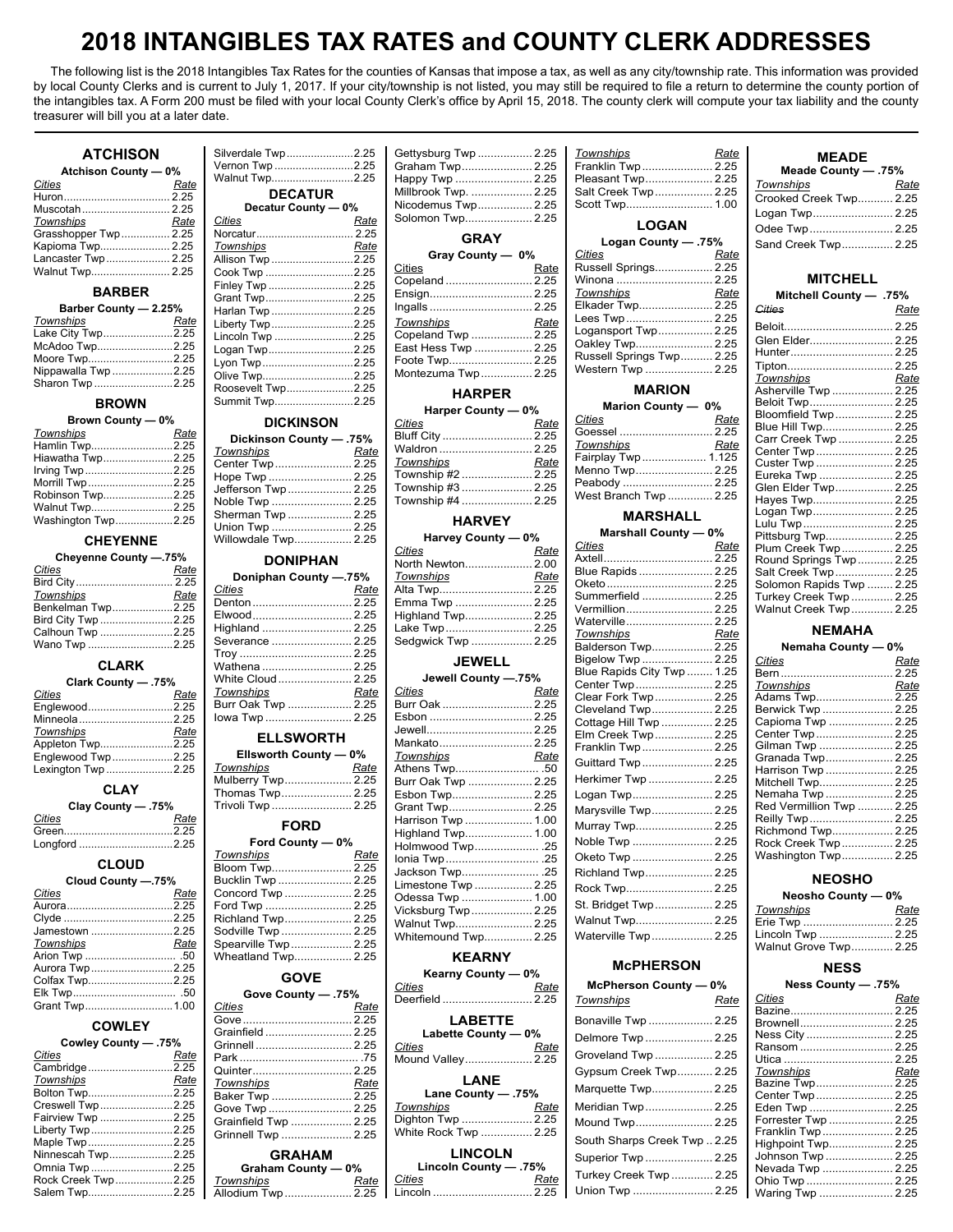# 2018 INTANGIBLES TAX RATES and COUNTY CLERK ADDRESSES

The following list is the 2018 Intangibles Tax Rates for the counties of Kansas that impose a tax, as well as any city/township rate. This information was provided by local County Clerks and is current to July 1, 2017. If your city/township is not listed, you may still be required to file a return to determine the county portion of the intangibles tax. A Form 200 must be filed with your local County Clerk's office by April 15, 2018. The county clerk will compute your tax liability and the county treasurer will bill you at a later date.

## ATCHISON

**Atchison County — 0%**

| Cities | Rate |
|---|---|
| Huron | 2.25 |
| Muscotah | 2.25 |
| **Townships** | **Rate** |
| Grasshopper Twp | 2.25 |
| Kapioma Twp | 2.25 |
| Lancaster Twp | 2.25 |
| Walnut Twp | 2.25 |

## BARBER

**Barber County — 2.25%**

| Townships | Rate |
|---|---|
| Lake City Twp | 2.25 |
| McAdoo Twp | 2.25 |
| Moore Twp | 2.25 |
| Nippawalla Twp | 2.25 |
| Sharon Twp | 2.25 |

## BROWN

**Brown County — 0%**

| Townships | Rate |
|---|---|
| Hamlin Twp | 2.25 |
| Hiawatha Twp | 2.25 |
| Irving Twp | 2.25 |
| Morrill Twp | 2.25 |
| Robinson Twp | 2.25 |
| Walnut Twp | 2.25 |
| Washington Twp | 2.25 |

## CHEYENNE

**Cheyenne County —.75%**

| Cities | Rate |
|---|---|
| Bird City | 2.25 |
| **Townships** | **Rate** |
| Benkelman Twp | 2.25 |
| Bird City Twp | 2.25 |
| Calhoun Twp | 2.25 |
| Wano Twp | 2.25 |

## CLARK

**Clark County — .75%**

| Cities | Rate |
|---|---|
| Englewood | 2.25 |
| Minneola | 2.25 |
| **Townships** | **Rate** |
| Appleton Twp | 2.25 |
| Englewood Twp | 2.25 |
| Lexington Twp | 2.25 |

## CLAY

**Clay County — .75%**

| Cities | Rate |
|---|---|
| Green | 2.25 |
| Longford | 2.25 |

## CLOUD

**Cloud County —.75%**

| Cities | Rate |
|---|---|
| Aurora | 2.25 |
| Clyde | 2.25 |
| Jamestown | 2.25 |
| **Townships** | **Rate** |
| Arion Twp | .50 |
| Aurora Twp | 2.25 |
| Colfax Twp | 2.25 |
| Elk Twp | .50 |
| Grant Twp | 1.00 |

## COWLEY

**Cowley County — .75%**

| Cities | Rate |
|---|---|
| Cambridge | 2.25 |
| **Townships** | **Rate** |
| Bolton Twp | 2.25 |
| Creswell Twp | 2.25 |
| Fairview Twp | 2.25 |
| Liberty Twp | 2.25 |
| Maple Twp | 2.25 |
| Ninnescah Twp | 2.25 |
| Omnia Twp | 2.25 |
| Rock Creek Twp | 2.25 |
| Salem Twp | 2.25 |
| Silverdale Twp | 2.25 |
| Vernon Twp | 2.25 |
| Walnut Twp | 2.25 |

## DECATUR

**Decatur County — 0%**

| Cities | Rate |
|---|---|
| Norcatur | 2.25 |
| **Townships** | **Rate** |
| Allison Twp | 2.25 |
| Cook Twp | 2.25 |
| Finley Twp | 2.25 |
| Grant Twp | 2.25 |
| Harlan Twp | 2.25 |
| Liberty Twp | 2.25 |
| Lincoln Twp | 2.25 |
| Logan Twp | 2.25 |
| Lyon Twp | 2.25 |
| Olive Twp | 2.25 |
| Roosevelt Twp | 2.25 |
| Summit Twp | 2.25 |

## DICKINSON

**Dickinson County — .75%**

| Townships | Rate |
|---|---|
| Center Twp | 2.25 |
| Hope Twp | 2.25 |
| Jefferson Twp | 2.25 |
| Noble Twp | 2.25 |
| Sherman Twp | 2.25 |
| Union Twp | 2.25 |
| Willowdale Twp | 2.25 |

## DONIPHAN

**Doniphan County —.75%**

| Cities | Rate |
|---|---|
| Denton | 2.25 |
| Elwood | 2.25 |
| Highland | 2.25 |
| Severance | 2.25 |
| Troy | 2.25 |
| Wathena | 2.25 |
| White Cloud | 2.25 |
| **Townships** | **Rate** |
| Burr Oak Twp | 2.25 |
| Iowa Twp | 2.25 |

## ELLSWORTH

**Ellsworth County — 0%**

| Townships | Rate |
|---|---|
| Mulberry Twp | 2.25 |
| Thomas Twp | 2.25 |
| Trivoli Twp | 2.25 |

## FORD

**Ford County — 0%**

| Townships | Rate |
|---|---|
| Bloom Twp | 2.25 |
| Bucklin Twp | 2.25 |
| Concord Twp | 2.25 |
| Ford Twp | 2.25 |
| Richland Twp | 2.25 |
| Sodville Twp | 2.25 |
| Spearville Twp | 2.25 |
| Wheatland Twp | 2.25 |

## GOVE

**Gove County — .75%**

| Cities | Rate |
|---|---|
| Gove | 2.25 |
| Grainfield | 2.25 |
| Grinnell | 2.25 |
| Park | .75 |
| Quinter | 2.25 |
| **Townships** | **Rate** |
| Baker Twp | 2.25 |
| Gove Twp | 2.25 |
| Grainfield Twp | 2.25 |
| Grinnell Twp | 2.25 |

## GRAHAM

**Graham County — 0%**

| Townships | Rate |
|---|---|
| Allodium Twp | 2.25 |
| Gettysburg Twp | 2.25 |
| Graham Twp | 2.25 |
| Happy Twp | 2.25 |
| Millbrook Twp. | 2.25 |
| Nicodemus Twp | 2.25 |
| Solomon Twp | 2.25 |

## GRAY

**Gray County — 0%**

| Cities | Rate |
|---|---|
| Copeland | 2.25 |
| Ensign | 2.25 |
| Ingalls | 2.25 |
| **Townships** | **Rate** |
| Copeland Twp | 2.25 |
| East Hess Twp | 2.25 |
| Foote Twp | 2.25 |
| Montezuma Twp | 2.25 |

## HARPER

**Harper County — 0%**

| Cities | Rate |
|---|---|
| Bluff City | 2.25 |
| Waldron | 2.25 |
| **Townships** | **Rate** |
| Township #2 | 2.25 |
| Township #3 | 2.25 |
| Township #4 | 2.25 |

## HARVEY

**Harvey County — 0%**

| Cities | Rate |
|---|---|
| North Newton | 2.00 |
| **Townships** | **Rate** |
| Alta Twp | 2.25 |
| Emma Twp | 2.25 |
| Highland Twp | 2.25 |
| Lake Twp | 2.25 |
| Sedgwick Twp | 2.25 |

## JEWELL

**Jewell County —.75%**

| Cities | Rate |
|---|---|
| Burr Oak | 2.25 |
| Esbon | 2.25 |
| Jewell | 2.25 |
| Mankato | 2.25 |
| **Townships** | **Rate** |
| Athens Twp | .50 |
| Burr Oak Twp | 2.25 |
| Esbon Twp | 2.25 |
| Grant Twp | 2.25 |
| Harrison Twp | 1.00 |
| Highland Twp | 1.00 |
| Holmwood Twp | .25 |
| Ionia Twp | .25 |
| Jackson Twp | .25 |
| Limestone Twp | 2.25 |
| Odessa Twp | 1.00 |
| Vicksburg Twp | 2.25 |
| Walnut Twp | 2.25 |
| Whitemound Twp | 2.25 |

## KEARNY

**Kearny County — 0%**

| Cities | Rate |
|---|---|
| Deerfield | 2.25 |

## LABETTE

**Labette County — 0%**

| Cities | Rate |
|---|---|
| Mound Valley | 2.25 |

## LANE

**Lane County — .75%**

| Townships | Rate |
|---|---|
| Dighton Twp | 2.25 |
| White Rock Twp | 2.25 |

## LINCOLN

**Lincoln County — .75%**

| Cities | Rate |
|---|---|
| Lincoln | 2.25 |
| **Townships** | **Rate** |
| Franklin Twp | 2.25 |
| Pleasant Twp | 2.25 |
| Salt Creek Twp | 2.25 |
| Scott Twp | 1.00 |

## LOGAN

**Logan County — .75%**

| Cities | Rate |
|---|---|
| Russell Springs | 2.25 |
| Winona | 2.25 |
| **Townships** | **Rate** |
| Elkader Twp | 2.25 |
| Lees Twp | 2.25 |
| Logansport Twp | 2.25 |
| Oakley Twp | 2.25 |
| Russell Springs Twp | 2.25 |
| Western Twp | 2.25 |

## MARION

**Marion County — 0%**

| Cities | Rate |
|---|---|
| Goessel | 2.25 |
| **Townships** | **Rate** |
| Fairplay Twp | 1.125 |
| Menno Twp | 2.25 |
| Peabody | 2.25 |
| West Branch Twp | 2.25 |

## MARSHALL

**Marshall County — 0%**

| Cities | Rate |
|---|---|
| Axtell | 2.25 |
| Blue Rapids | 2.25 |
| Oketo | 2.25 |
| Summerfield | 2.25 |
| Vermillion | 2.25 |
| Waterville | 2.25 |
| **Townships** | **Rate** |
| Balderson Twp | 2.25 |
| Bigelow Twp | 2.25 |
| Blue Rapids City Twp | 1.25 |
| Center Twp | 2.25 |
| Clear Fork Twp | 2.25 |
| Cleveland Twp | 2.25 |
| Cottage Hill Twp | 2.25 |
| Elm Creek Twp | 2.25 |
| Franklin Twp | 2.25 |
| Guittard Twp | 2.25 |
| Herkimer Twp | 2.25 |
| Logan Twp | 2.25 |
| Marysville Twp | 2.25 |
| Murray Twp | 2.25 |
| Noble Twp | 2.25 |
| Oketo Twp | 2.25 |
| Richland Twp | 2.25 |
| Rock Twp | 2.25 |
| St. Bridget Twp | 2.25 |
| Walnut Twp | 2.25 |
| Waterville Twp | 2.25 |

## McPHERSON

**McPherson County — 0%**

| Townships | Rate |
|---|---|
| Bonaville Twp | 2.25 |
| Delmore Twp | 2.25 |
| Groveland Twp | 2.25 |
| Gypsum Creek Twp | 2.25 |
| Marquette Twp | 2.25 |
| Meridian Twp | 2.25 |
| Mound Twp | 2.25 |
| South Sharps Creek Twp | 2.25 |
| Superior Twp | 2.25 |
| Turkey Creek Twp | 2.25 |
| Union Twp | 2.25 |

## MEADE

**Meade County — .75%**

| Townships | Rate |
|---|---|
| Crooked Creek Twp | 2.25 |
| Logan Twp | 2.25 |
| Odee Twp | 2.25 |
| Sand Creek Twp | 2.25 |

## MITCHELL

**Mitchell County — .75%**

| Cities | Rate |
|---|---|
| Beloit | 2.25 |
| Glen Elder | 2.25 |
| Hunter | 2.25 |
| Tipton | 2.25 |
| **Townships** | **Rate** |
| Asherville Twp | 2.25 |
| Beloit Twp | 2.25 |
| Bloomfield Twp | 2.25 |
| Blue Hill Twp | 2.25 |
| Carr Creek Twp | 2.25 |
| Center Twp | 2.25 |
| Custer Twp | 2.25 |
| Eureka Twp | 2.25 |
| Glen Elder Twp | 2.25 |
| Hayes Twp | 2.25 |
| Logan Twp | 2.25 |
| Lulu Twp | 2.25 |
| Pittsburg Twp | 2.25 |
| Plum Creek Twp | 2.25 |
| Round Springs Twp | 2.25 |
| Salt Creek Twp | 2.25 |
| Solomon Rapids Twp | 2.25 |
| Turkey Creek Twp | 2.25 |
| Walnut Creek Twp | 2.25 |

## NEMAHA

**Nemaha County — 0%**

| Cities | Rate |
|---|---|
| Bern | 2.25 |
| **Townships** | **Rate** |
| Adams Twp | 2.25 |
| Berwick Twp | 2.25 |
| Capioma Twp | 2.25 |
| Center Twp | 2.25 |
| Gilman Twp | 2.25 |
| Granada Twp | 2.25 |
| Harrison Twp | 2.25 |
| Mitchell Twp | 2.25 |
| Nemaha Twp | 2.25 |
| Red Vermillion Twp | 2.25 |
| Reilly Twp | 2.25 |
| Richmond Twp | 2.25 |
| Rock Creek Twp | 2.25 |
| Washington Twp | 2.25 |

## NEOSHO

**Neosho County — 0%**

| Townships | Rate |
|---|---|
| Erie Twp | 2.25 |
| Lincoln Twp | 2.25 |
| Walnut Grove Twp | 2.25 |

## NESS

**Ness County — .75%**

| Cities | Rate |
|---|---|
| Bazine | 2.25 |
| Brownell | 2.25 |
| Ness City | 2.25 |
| Ransom | 2.25 |
| Utica | 2.25 |
| **Townships** | **Rate** |
| Bazine Twp | 2.25 |
| Center Twp | 2.25 |
| Eden Twp | 2.25 |
| Forrester Twp | 2.25 |
| Franklin Twp | 2.25 |
| Highpoint Twp | 2.25 |
| Johnson Twp | 2.25 |
| Nevada Twp | 2.25 |
| Ohio Twp | 2.25 |
| Waring Twp | 2.25 |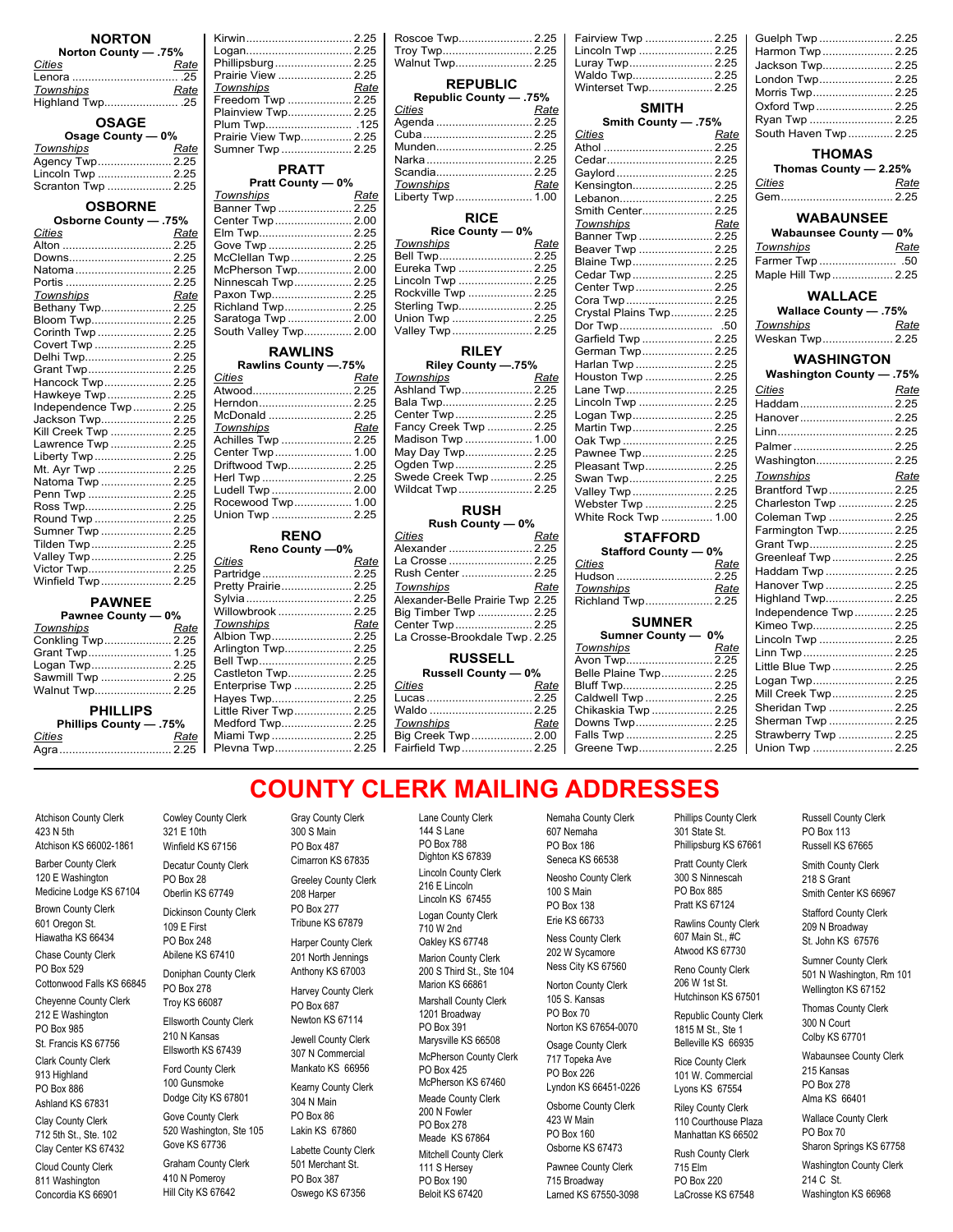## NORTON

**Norton County — .75%**

| Cities | Rate |
|---|---|
| Lenora | .25 |
| **Townships** | **Rate** |
| Highland Twp | .25 |

## OSAGE

**Osage County — 0%**

| Townships | Rate |
|---|---|
| Agency Twp | 2.25 |
| Lincoln Twp | 2.25 |
| Scranton Twp | 2.25 |

## OSBORNE

**Osborne County — .75%**

| Cities | Rate |
|---|---|
| Alton | 2.25 |
| Downs | 2.25 |
| Natoma | 2.25 |
| Portis | 2.25 |
| **Townships** | **Rate** |
| Bethany Twp | 2.25 |
| Bloom Twp | 2.25 |
| Corinth Twp | 2.25 |
| Covert Twp | 2.25 |
| Delhi Twp | 2.25 |
| Grant Twp | 2.25 |
| Hancock Twp | 2.25 |
| Hawkeye Twp | 2.25 |
| Independence Twp | 2.25 |
| Jackson Twp | 2.25 |
| Kill Creek Twp | 2.25 |
| Lawrence Twp | 2.25 |
| Liberty Twp | 2.25 |
| Mt. Ayr Twp | 2.25 |
| Natoma Twp | 2.25 |
| Penn Twp | 2.25 |
| Ross Twp | 2.25 |
| Round Twp | 2.25 |
| Sumner Twp | 2.25 |
| Tilden Twp | 2.25 |
| Valley Twp | 2.25 |
| Victor Twp | 2.25 |
| Winfield Twp | 2.25 |

## PAWNEE

**Pawnee County — 0%**

| Townships | Rate |
|---|---|
| Conkling Twp | 2.25 |
| Grant Twp | 1.25 |
| Logan Twp | 2.25 |
| Sawmill Twp | 2.25 |
| Walnut Twp | 2.25 |

## PHILLIPS

**Phillips County — .75%**

| Cities | Rate |
|---|---|
| Agra | 2.25 |
| Kirwin | 2.25 |
| Logan | 2.25 |
| Phillipsburg | 2.25 |
| Prairie View | 2.25 |
| **Townships** | **Rate** |
| Freedom Twp | 2.25 |
| Plainview Twp | 2.25 |
| Plum Twp | .125 |
| Prairie View Twp | 2.25 |
| Sumner Twp | 2.25 |

## PRATT

**Pratt County — 0%**

| Townships | Rate |
|---|---|
| Banner Twp | 2.25 |
| Center Twp | 2.00 |
| Elm Twp | 2.25 |
| Gove Twp | 2.25 |
| McClellan Twp | 2.25 |
| McPherson Twp | 2.00 |
| Ninnescah Twp | 2.25 |
| Paxon Twp | 2.25 |
| Richland Twp | 2.25 |
| Saratoga Twp | 2.00 |
| South Valley Twp | 2.00 |

## RAWLINS

**Rawlins County —.75%**

| Cities | Rate |
|---|---|
| Atwood | 2.25 |
| Herndon | 2.25 |
| McDonald | 2.25 |
| **Townships** | **Rate** |
| Achilles Twp | 2.25 |
| Center Twp | 1.00 |
| Driftwood Twp | 2.25 |
| Herl Twp | 2.25 |
| Ludell Twp | 2.00 |
| Rocewood Twp | 1.00 |
| Union Twp | 2.25 |

## RENO

**Reno County —0%**

| Cities | Rate |
|---|---|
| Partridge | 2.25 |
| Pretty Prairie | 2.25 |
| Sylvia | 2.25 |
| Willowbrook | 2.25 |
| **Townships** | **Rate** |
| Albion Twp | 2.25 |
| Arlington Twp | 2.25 |
| Bell Twp | 2.25 |
| Castleton Twp | 2.25 |
| Enterprise Twp | 2.25 |
| Hayes Twp | 2.25 |
| Little River Twp | 2.25 |
| Medford Twp | 2.25 |
| Miami Twp | 2.25 |
| Plevna Twp | 2.25 |
| Roscoe Twp | 2.25 |
| Troy Twp | 2.25 |
| Walnut Twp | 2.25 |

## REPUBLIC

**Republic County — .75%**

| Cities | Rate |
|---|---|
| Agenda | 2.25 |
| Cuba | 2.25 |
| Munden | 2.25 |
| Narka | 2.25 |
| Scandia | 2.25 |
| **Townships** | **Rate** |
| Liberty Twp | 1.00 |

## RICE

**Rice County — 0%**

| Townships | Rate |
|---|---|
| Bell Twp | 2.25 |
| Eureka Twp | 2.25 |
| Lincoln Twp | 2.25 |
| Rockville Twp | 2.25 |
| Sterling Twp | 2.25 |
| Union Twp | 2.25 |
| Valley Twp | 2.25 |

## RILEY

**Riley County —.75%**

| Townships | Rate |
|---|---|
| Ashland Twp | 2.25 |
| Bala Twp | 2.25 |
| Center Twp | 2.25 |
| Fancy Creek Twp | 2.25 |
| Madison Twp | 1.00 |
| May Day Twp | 2.25 |
| Ogden Twp | 2.25 |
| Swede Creek Twp | 2.25 |
| Wildcat Twp | 2.25 |

## RUSH

**Rush County — 0%**

| Cities | Rate |
|---|---|
| Alexander | 2.25 |
| La Crosse | 2.25 |
| Rush Center | 2.25 |
| **Townships** | **Rate** |
| Alexander-Belle Prairie Twp | 2.25 |
| Big Timber Twp | 2.25 |
| Center Twp | 2.25 |
| La Crosse-Brookdale Twp | 2.25 |

## RUSSELL

**Russell County — 0%**

| Cities | Rate |
|---|---|
| Lucas | 2.25 |
| Waldo | 2.25 |
| **Townships** | **Rate** |
| Big Creek Twp | 2.00 |
| Fairfield Twp | 2.25 |
| Fairview Twp | 2.25 |
| Lincoln Twp | 2.25 |
| Luray Twp | 2.25 |
| Waldo Twp | 2.25 |
| Winterset Twp | 2.25 |

## SMITH

**Smith County — .75%**

| Cities | Rate |
|---|---|
| Athol | 2.25 |
| Cedar | 2.25 |
| Gaylord | 2.25 |
| Kensington | 2.25 |
| Lebanon | 2.25 |
| Smith Center | 2.25 |
| **Townships** | **Rate** |
| Banner Twp | 2.25 |
| Beaver Twp | 2.25 |
| Blaine Twp | 2.25 |
| Cedar Twp | 2.25 |
| Center Twp | 2.25 |
| Cora Twp | 2.25 |
| Crystal Plains Twp | 2.25 |
| Dor Twp | .50 |
| Garfield Twp | 2.25 |
| German Twp | 2.25 |
| Harlan Twp | 2.25 |
| Houston Twp | 2.25 |
| Lane Twp | 2.25 |
| Lincoln Twp | 2.25 |
| Logan Twp | 2.25 |
| Martin Twp | 2.25 |
| Oak Twp | 2.25 |
| Pawnee Twp | 2.25 |
| Pleasant Twp | 2.25 |
| Swan Twp | 2.25 |
| Valley Twp | 2.25 |
| Webster Twp | 2.25 |
| White Rock Twp | 1.00 |

## STAFFORD

**Stafford County — 0%**

| Cities | Rate |
|---|---|
| Hudson | 2.25 |
| **Townships** | **Rate** |
| Richland Twp | 2.25 |

## SUMNER

**Sumner County — 0%**

| Townships | Rate |
|---|---|
| Avon Twp | 2.25 |
| Belle Plaine Twp | 2.25 |
| Bluff Twp | 2.25 |
| Caldwell Twp | 2.25 |
| Chikaskia Twp | 2.25 |
| Downs Twp | 2.25 |
| Falls Twp | 2.25 |
| Greene Twp | 2.25 |
| Guelph Twp | 2.25 |
| Harmon Twp | 2.25 |
| Jackson Twp | 2.25 |
| London Twp | 2.25 |
| Morris Twp | 2.25 |
| Oxford Twp | 2.25 |
| Ryan Twp | 2.25 |
| South Haven Twp | 2.25 |

## THOMAS

**Thomas County — 2.25%**

| Cities | Rate |
|---|---|
| Gem | 2.25 |

## WABAUNSEE

**Wabaunsee County — 0%**

| Townships | Rate |
|---|---|
| Farmer Twp | .50 |
| Maple Hill Twp | 2.25 |

## WALLACE

**Wallace County — .75%**

| Townships | Rate |
|---|---|
| Weskan Twp | 2.25 |

## WASHINGTON

**Washington County — .75%**

| Cities | Rate |
|---|---|
| Haddam | 2.25 |
| Hanover | 2.25 |
| Linn | 2.25 |
| Palmer | 2.25 |
| Washington | 2.25 |
| **Townships** | **Rate** |
| Brantford Twp | 2.25 |
| Charleston Twp | 2.25 |
| Coleman Twp | 2.25 |
| Farmington Twp | 2.25 |
| Grant Twp | 2.25 |
| Greenleaf Twp | 2.25 |
| Haddam Twp | 2.25 |
| Hanover Twp | 2.25 |
| Highland Twp | 2.25 |
| Independence Twp | 2.25 |
| Kimeo Twp | 2.25 |
| Lincoln Twp | 2.25 |
| Linn Twp | 2.25 |
| Little Blue Twp | 2.25 |
| Logan Twp | 2.25 |
| Mill Creek Twp | 2.25 |
| Sheridan Twp | 2.25 |
| Sherman Twp | 2.25 |
| Strawberry Twp | 2.25 |
| Union Twp | 2.25 |

# COUNTY CLERK MAILING ADDRESSES

Atchison County Clerk
423 N 5th
Atchison KS 66002-1861

Barber County Clerk
120 E Washington
Medicine Lodge KS 67104

Brown County Clerk
601 Oregon St.
Hiawatha KS 66434

Chase County Clerk
PO Box 529
Cottonwood Falls KS 66845

Cheyenne County Clerk
212 E Washington
PO Box 985
St. Francis KS 67756

Clark County Clerk
913 Highland
PO Box 886
Ashland KS 67831

Clay County Clerk
712 5th St., Ste. 102
Clay Center KS 67432

Cloud County Clerk
811 Washington
Concordia KS 66901

Cowley County Clerk
321 E 10th
Winfield KS 67156

Decatur County Clerk
PO Box 28
Oberlin KS 67749

Dickinson County Clerk
109 E First
PO Box 248
Abilene KS 67410

Doniphan County Clerk
PO Box 278
Troy KS 66087

Ellsworth County Clerk
210 N Kansas
Ellsworth KS 67439

Ford County Clerk
100 Gunsmoke
Dodge City KS 67801

Gove County Clerk
520 Washington, Ste 105
Gove KS 67736

Graham County Clerk
410 N Pomeroy
Hill City KS 67642

Gray County Clerk
300 S Main
PO Box 487
Cimarron KS 67835

Greeley County Clerk
208 Harper
PO Box 277
Tribune KS 67879

Harper County Clerk
201 North Jennings
Anthony KS 67003

Harvey County Clerk
PO Box 687
Newton KS 67114

Jewell County Clerk
307 N Commercial
Mankato KS 66956

Kearny County Clerk
304 N Main
PO Box 86
Lakin KS 67860

Labette County Clerk
501 Merchant St.
PO Box 387
Oswego KS 67356

Lane County Clerk
144 S Lane
PO Box 788
Dighton KS 67839

Lincoln County Clerk
216 E Lincoln
Lincoln KS 67455

Logan County Clerk
710 W 2nd
Oakley KS 67748

Marion County Clerk
200 S Third St., Ste 104
Marion KS 66861

Marshall County Clerk
1201 Broadway
PO Box 391
Marysville KS 66508

McPherson County Clerk
PO Box 425
McPherson KS 67460

Meade County Clerk
200 N Fowler
PO Box 278
Meade KS 67864

Mitchell County Clerk
111 S Hersey
PO Box 190
Beloit KS 67420

Nemaha County Clerk
607 Nemaha
PO Box 186
Seneca KS 66538

Neosho County Clerk
100 S Main
PO Box 138
Erie KS 66733

Ness County Clerk
202 W Sycamore
Ness City KS 67560

Norton County Clerk
105 S. Kansas
PO Box 70
Norton KS 67654-0070

Osage County Clerk
717 Topeka Ave
PO Box 226
Lyndon KS 66451-0226

Osborne County Clerk
423 W Main
PO Box 160
Osborne KS 67473

Pawnee County Clerk
715 Broadway
Larned KS 67550-3098

Phillips County Clerk
301 State St.
Phillipsburg KS 67661

Pratt County Clerk
300 S Ninnescah
PO Box 885
Pratt KS 67124

Rawlins County Clerk
607 Main St., #C
Atwood KS 67730

Reno County Clerk
206 W 1st St.
Hutchinson KS 67501

Republic County Clerk
1815 M St., Ste 1
Belleville KS 66935

Rice County Clerk
101 W. Commercial
Lyons KS 67554

Riley County Clerk
110 Courthouse Plaza
Manhattan KS 66502

Rush County Clerk
715 Elm
PO Box 220
LaCrosse KS 67548

Russell County Clerk
PO Box 113
Russell KS 67665

Smith County Clerk
218 S Grant
Smith Center KS 66967

Stafford County Clerk
209 N Broadway
St. John KS 67576

Sumner County Clerk
501 N Washington, Rm 101
Wellington KS 67152

Thomas County Clerk
300 N Court
Colby KS 67701

Wabaunsee County Clerk
215 Kansas
PO Box 278
Alma KS 66401

Wallace County Clerk
PO Box 70
Sharon Springs KS 67758

Washington County Clerk
214 C St.
Washington KS 66968